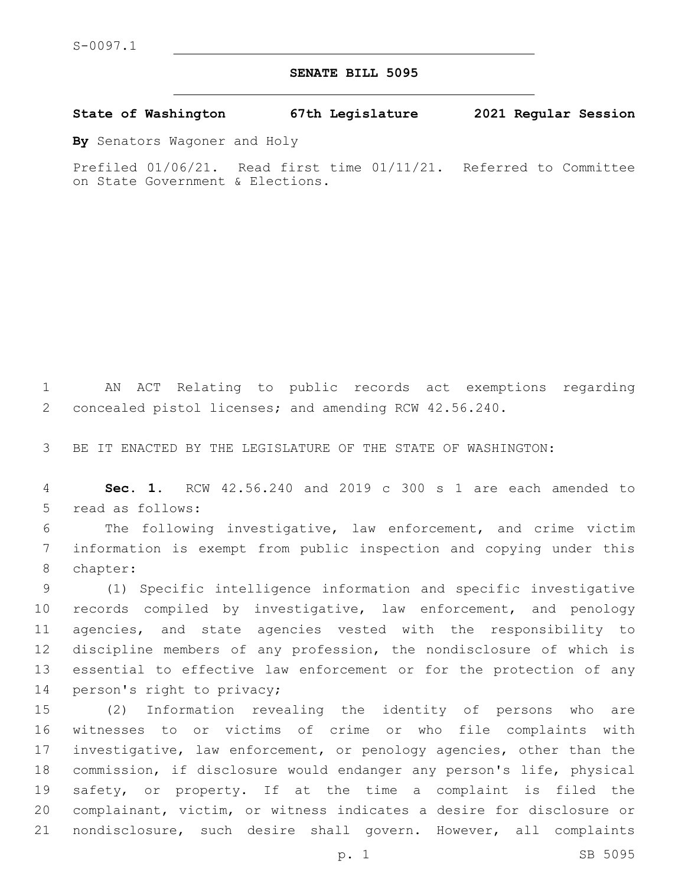S-0097.1

# SENATE BILL 5095

**State of Washington 67th Legislature 2021 Regular Session**

**By** Senators Wagoner and Holy

Prefiled 01/06/21. Read first time 01/11/21. Referred to Committee on State Government & Elections.

AN ACT Relating to public records act exemptions regarding concealed pistol licenses; and amending RCW 42.56.240.

BE IT ENACTED BY THE LEGISLATURE OF THE STATE OF WASHINGTON:

**Sec. 1.** RCW 42.56.240 and 2019 c 300 s 1 are each amended to read as follows:

The following investigative, law enforcement, and crime victim information is exempt from public inspection and copying under this chapter:

(1) Specific intelligence information and specific investigative records compiled by investigative, law enforcement, and penology agencies, and state agencies vested with the responsibility to discipline members of any profession, the nondisclosure of which is essential to effective law enforcement or for the protection of any person's right to privacy;

(2) Information revealing the identity of persons who are witnesses to or victims of crime or who file complaints with investigative, law enforcement, or penology agencies, other than the commission, if disclosure would endanger any person's life, physical safety, or property. If at the time a complaint is filed the complainant, victim, or witness indicates a desire for disclosure or nondisclosure, such desire shall govern. However, all complaints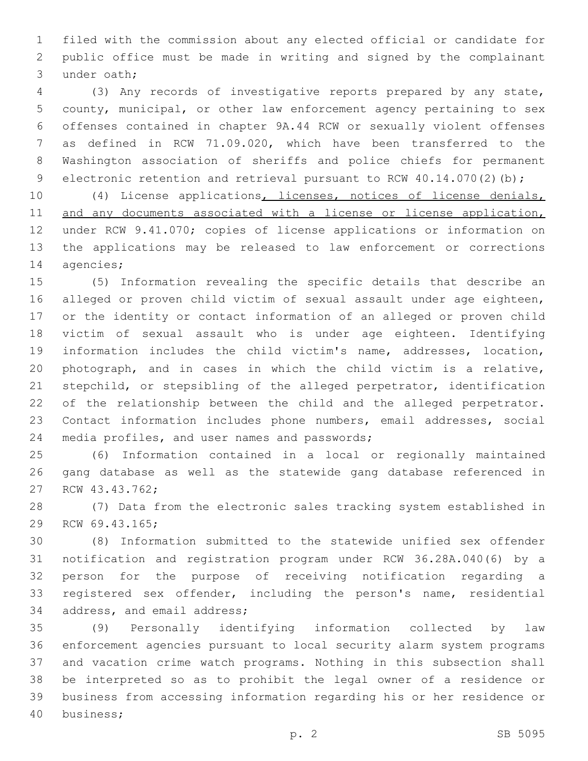filed with the commission about any elected official or candidate for public office must be made in writing and signed by the complainant under oath;

(3) Any records of investigative reports prepared by any state, county, municipal, or other law enforcement agency pertaining to sex offenses contained in chapter 9A.44 RCW or sexually violent offenses as defined in RCW 71.09.020, which have been transferred to the Washington association of sheriffs and police chiefs for permanent electronic retention and retrieval pursuant to RCW 40.14.070(2)(b);

(4) License applications, licenses, notices of license denials, and any documents associated with a license or license application, under RCW 9.41.070; copies of license applications or information on the applications may be released to law enforcement or corrections agencies;

(5) Information revealing the specific details that describe an alleged or proven child victim of sexual assault under age eighteen, or the identity or contact information of an alleged or proven child victim of sexual assault who is under age eighteen. Identifying information includes the child victim's name, addresses, location, photograph, and in cases in which the child victim is a relative, stepchild, or stepsibling of the alleged perpetrator, identification of the relationship between the child and the alleged perpetrator. Contact information includes phone numbers, email addresses, social media profiles, and user names and passwords;

(6) Information contained in a local or regionally maintained gang database as well as the statewide gang database referenced in RCW 43.43.762;

(7) Data from the electronic sales tracking system established in RCW 69.43.165;

(8) Information submitted to the statewide unified sex offender notification and registration program under RCW 36.28A.040(6) by a person for the purpose of receiving notification regarding a registered sex offender, including the person's name, residential address, and email address;

(9) Personally identifying information collected by law enforcement agencies pursuant to local security alarm system programs and vacation crime watch programs. Nothing in this subsection shall be interpreted so as to prohibit the legal owner of a residence or business from accessing information regarding his or her residence or business;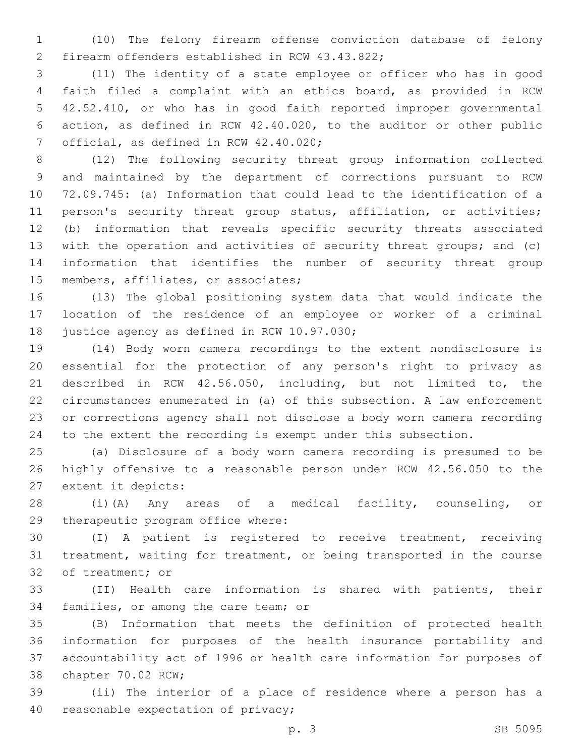(10) The felony firearm offense conviction database of felony firearm offenders established in RCW 43.43.822;

(11) The identity of a state employee or officer who has in good faith filed a complaint with an ethics board, as provided in RCW 42.52.410, or who has in good faith reported improper governmental action, as defined in RCW 42.40.020, to the auditor or other public official, as defined in RCW 42.40.020;

(12) The following security threat group information collected and maintained by the department of corrections pursuant to RCW 72.09.745: (a) Information that could lead to the identification of a person's security threat group status, affiliation, or activities; (b) information that reveals specific security threats associated with the operation and activities of security threat groups; and (c) information that identifies the number of security threat group members, affiliates, or associates;

(13) The global positioning system data that would indicate the location of the residence of an employee or worker of a criminal justice agency as defined in RCW 10.97.030;

(14) Body worn camera recordings to the extent nondisclosure is essential for the protection of any person's right to privacy as described in RCW 42.56.050, including, but not limited to, the circumstances enumerated in (a) of this subsection. A law enforcement or corrections agency shall not disclose a body worn camera recording to the extent the recording is exempt under this subsection.

(a) Disclosure of a body worn camera recording is presumed to be highly offensive to a reasonable person under RCW 42.56.050 to the extent it depicts:

(i)(A) Any areas of a medical facility, counseling, or therapeutic program office where:

(I) A patient is registered to receive treatment, receiving treatment, waiting for treatment, or being transported in the course of treatment; or

(II) Health care information is shared with patients, their families, or among the care team; or

(B) Information that meets the definition of protected health information for purposes of the health insurance portability and accountability act of 1996 or health care information for purposes of chapter 70.02 RCW;

(ii) The interior of a place of residence where a person has a reasonable expectation of privacy;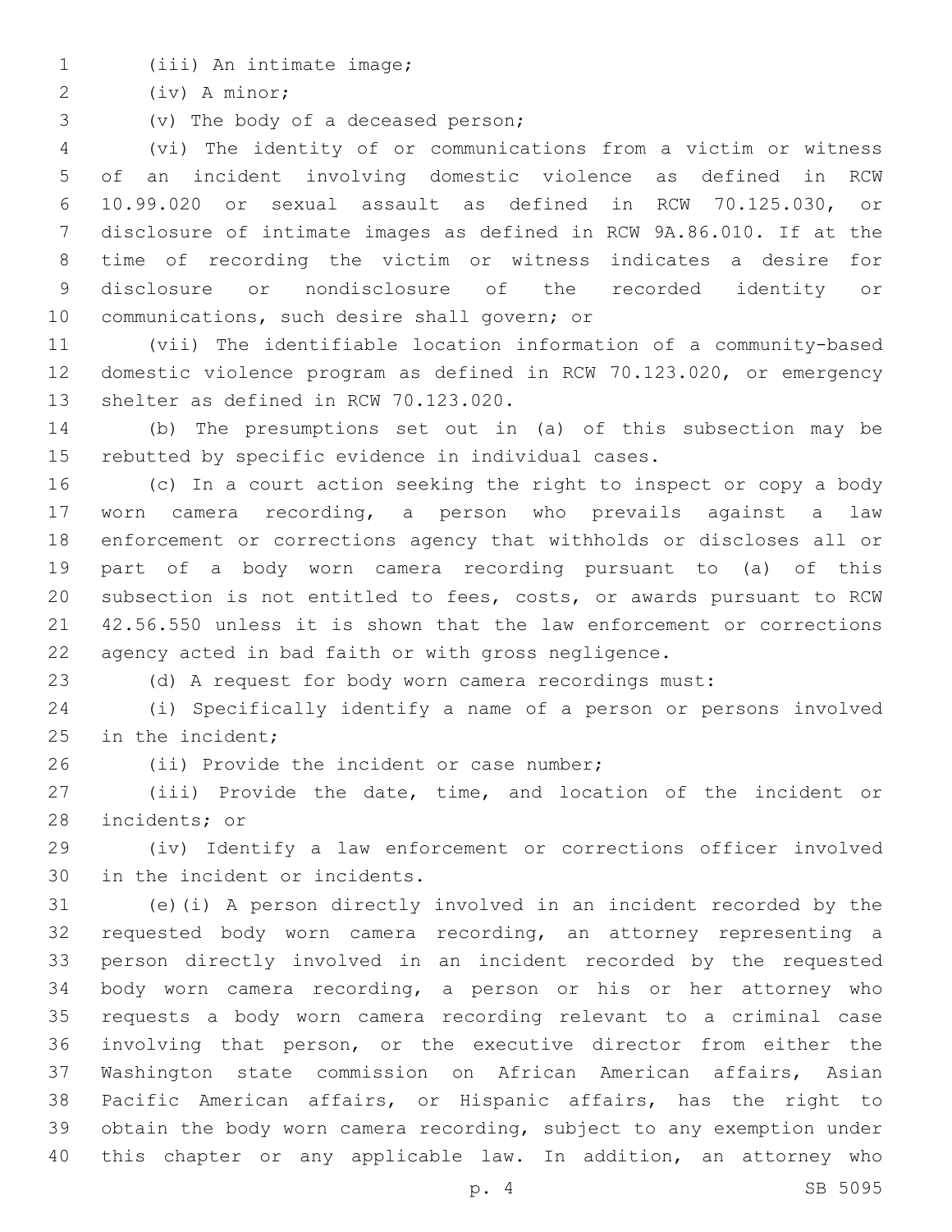(iii) An intimate image;

(iv) A minor;

(v) The body of a deceased person;

(vi) The identity of or communications from a victim or witness of an incident involving domestic violence as defined in RCW 10.99.020 or sexual assault as defined in RCW 70.125.030, or disclosure of intimate images as defined in RCW 9A.86.010. If at the time of recording the victim or witness indicates a desire for disclosure or nondisclosure of the recorded identity or communications, such desire shall govern; or

(vii) The identifiable location information of a community-based domestic violence program as defined in RCW 70.123.020, or emergency shelter as defined in RCW 70.123.020.

(b) The presumptions set out in (a) of this subsection may be rebutted by specific evidence in individual cases.

(c) In a court action seeking the right to inspect or copy a body worn camera recording, a person who prevails against a law enforcement or corrections agency that withholds or discloses all or part of a body worn camera recording pursuant to (a) of this subsection is not entitled to fees, costs, or awards pursuant to RCW 42.56.550 unless it is shown that the law enforcement or corrections agency acted in bad faith or with gross negligence.

(d) A request for body worn camera recordings must:

(i) Specifically identify a name of a person or persons involved in the incident;

(ii) Provide the incident or case number;

(iii) Provide the date, time, and location of the incident or incidents; or

(iv) Identify a law enforcement or corrections officer involved in the incident or incidents.

(e)(i) A person directly involved in an incident recorded by the requested body worn camera recording, an attorney representing a person directly involved in an incident recorded by the requested body worn camera recording, a person or his or her attorney who requests a body worn camera recording relevant to a criminal case involving that person, or the executive director from either the Washington state commission on African American affairs, Asian Pacific American affairs, or Hispanic affairs, has the right to obtain the body worn camera recording, subject to any exemption under this chapter or any applicable law. In addition, an attorney who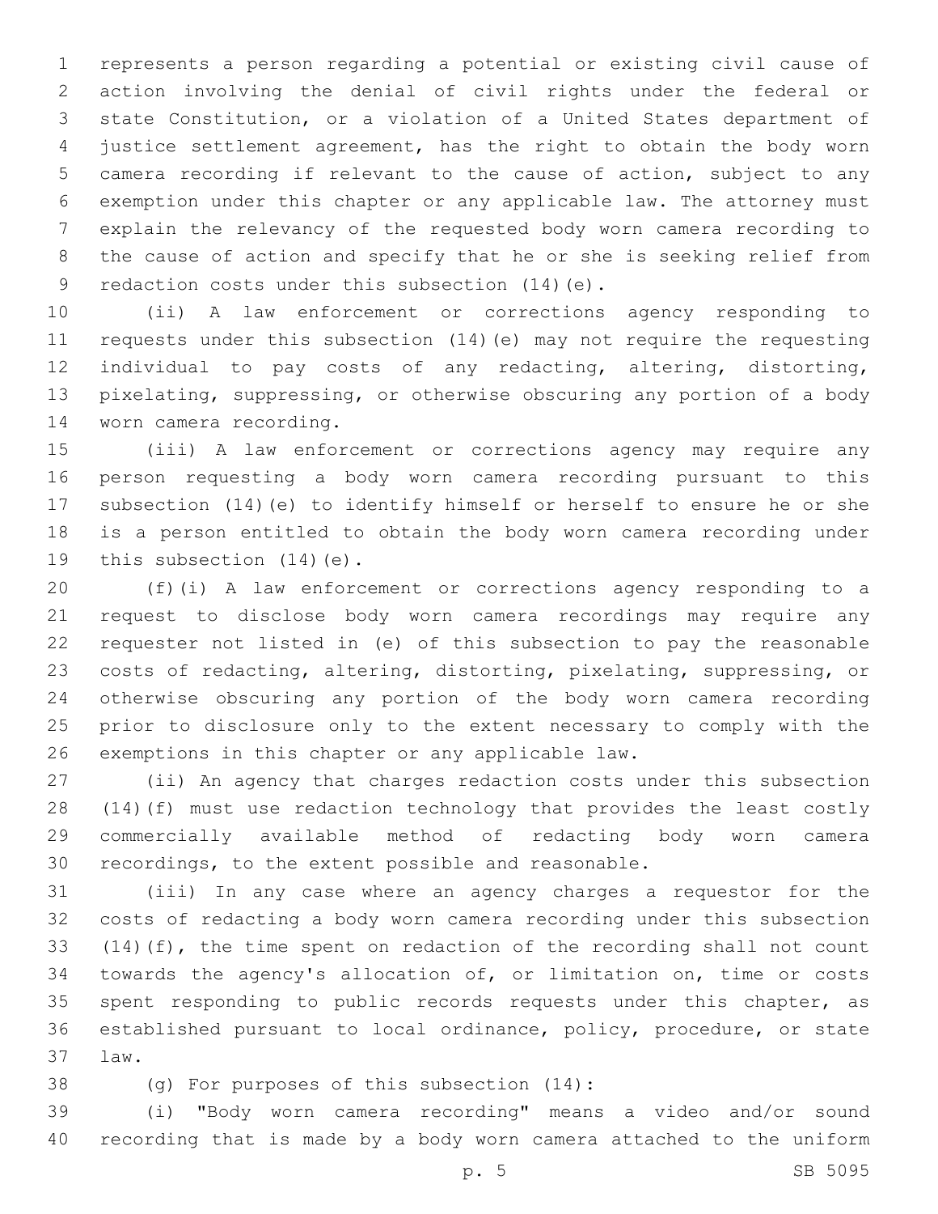represents a person regarding a potential or existing civil cause of action involving the denial of civil rights under the federal or state Constitution, or a violation of a United States department of justice settlement agreement, has the right to obtain the body worn camera recording if relevant to the cause of action, subject to any exemption under this chapter or any applicable law. The attorney must explain the relevancy of the requested body worn camera recording to the cause of action and specify that he or she is seeking relief from redaction costs under this subsection (14)(e).

(ii) A law enforcement or corrections agency responding to requests under this subsection (14)(e) may not require the requesting individual to pay costs of any redacting, altering, distorting, pixelating, suppressing, or otherwise obscuring any portion of a body worn camera recording.

(iii) A law enforcement or corrections agency may require any person requesting a body worn camera recording pursuant to this subsection (14)(e) to identify himself or herself to ensure he or she is a person entitled to obtain the body worn camera recording under this subsection (14)(e).

(f)(i) A law enforcement or corrections agency responding to a request to disclose body worn camera recordings may require any requester not listed in (e) of this subsection to pay the reasonable costs of redacting, altering, distorting, pixelating, suppressing, or otherwise obscuring any portion of the body worn camera recording prior to disclosure only to the extent necessary to comply with the exemptions in this chapter or any applicable law.

(ii) An agency that charges redaction costs under this subsection (14)(f) must use redaction technology that provides the least costly commercially available method of redacting body worn camera recordings, to the extent possible and reasonable.

(iii) In any case where an agency charges a requestor for the costs of redacting a body worn camera recording under this subsection (14)(f), the time spent on redaction of the recording shall not count towards the agency's allocation of, or limitation on, time or costs spent responding to public records requests under this chapter, as established pursuant to local ordinance, policy, procedure, or state law.

(g) For purposes of this subsection (14):

(i) "Body worn camera recording" means a video and/or sound recording that is made by a body worn camera attached to the uniform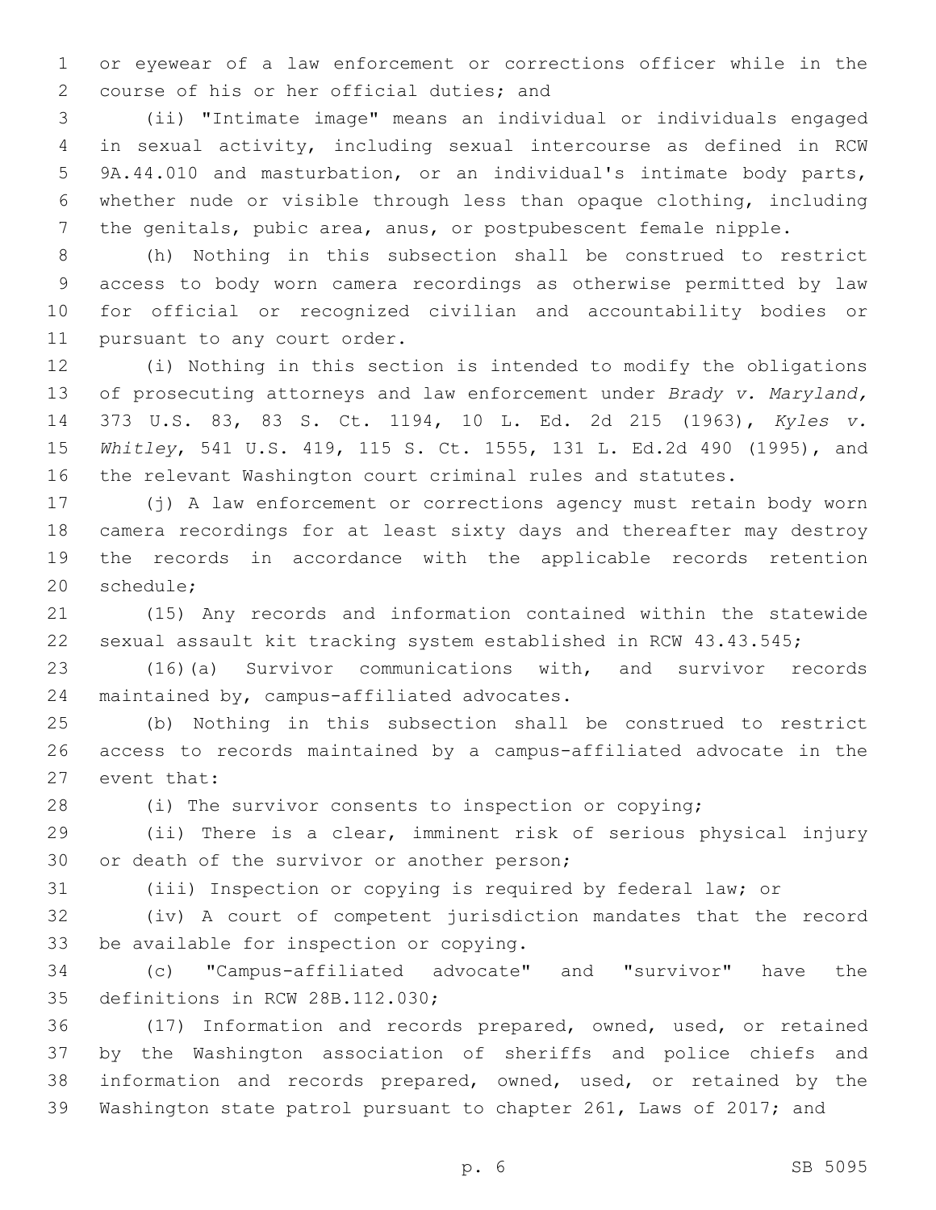or eyewear of a law enforcement or corrections officer while in the course of his or her official duties; and

(ii) "Intimate image" means an individual or individuals engaged in sexual activity, including sexual intercourse as defined in RCW 9A.44.010 and masturbation, or an individual's intimate body parts, whether nude or visible through less than opaque clothing, including the genitals, pubic area, anus, or postpubescent female nipple.

(h) Nothing in this subsection shall be construed to restrict access to body worn camera recordings as otherwise permitted by law for official or recognized civilian and accountability bodies or pursuant to any court order.

(i) Nothing in this section is intended to modify the obligations of prosecuting attorneys and law enforcement under *Brady v. Maryland,* 373 U.S. 83, 83 S. Ct. 1194, 10 L. Ed. 2d 215 (1963), *Kyles v. Whitley*, 541 U.S. 419, 115 S. Ct. 1555, 131 L. Ed.2d 490 (1995), and the relevant Washington court criminal rules and statutes.

(j) A law enforcement or corrections agency must retain body worn camera recordings for at least sixty days and thereafter may destroy the records in accordance with the applicable records retention schedule;

(15) Any records and information contained within the statewide sexual assault kit tracking system established in RCW 43.43.545;

(16)(a) Survivor communications with, and survivor records maintained by, campus-affiliated advocates.

(b) Nothing in this subsection shall be construed to restrict access to records maintained by a campus-affiliated advocate in the event that:

(i) The survivor consents to inspection or copying;

(ii) There is a clear, imminent risk of serious physical injury or death of the survivor or another person;

(iii) Inspection or copying is required by federal law; or

(iv) A court of competent jurisdiction mandates that the record be available for inspection or copying.

(c) "Campus-affiliated advocate" and "survivor" have the definitions in RCW 28B.112.030;

(17) Information and records prepared, owned, used, or retained by the Washington association of sheriffs and police chiefs and information and records prepared, owned, used, or retained by the Washington state patrol pursuant to chapter 261, Laws of 2017; and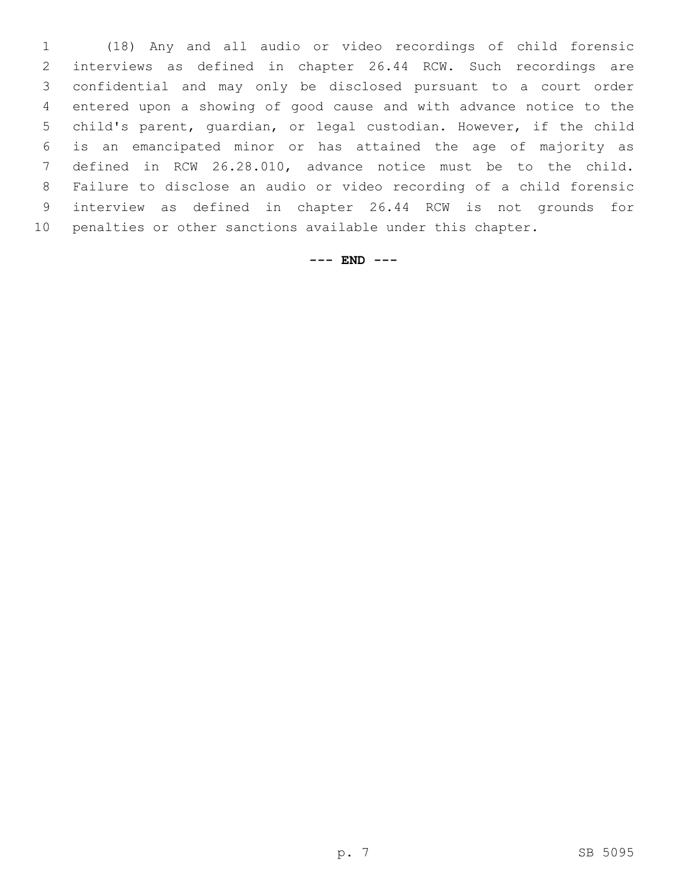(18) Any and all audio or video recordings of child forensic interviews as defined in chapter 26.44 RCW. Such recordings are confidential and may only be disclosed pursuant to a court order entered upon a showing of good cause and with advance notice to the child's parent, guardian, or legal custodian. However, if the child is an emancipated minor or has attained the age of majority as defined in RCW 26.28.010, advance notice must be to the child. Failure to disclose an audio or video recording of a child forensic interview as defined in chapter 26.44 RCW is not grounds for penalties or other sanctions available under this chapter.

**--- END ---**